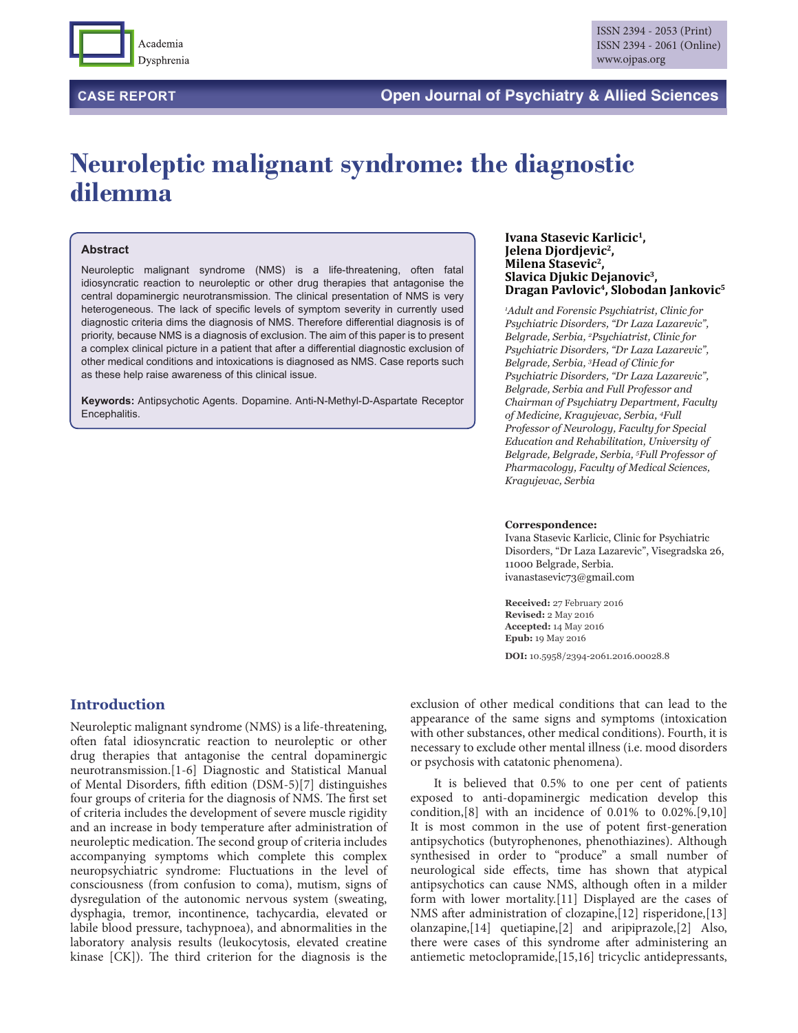CASE REPORT

# Neuroleptic malignant syndrome: the diagnostic dilemma

## Abstract

Neuroleptic malignant syndrome (NMS) is a life-threatening, often fatal idiosyncratic reaction to neuroleptic or other drug therapies that antagonise the central dopaminergic neurotransmission. The clinical presentation of NMS is very heterogeneous. The lack of specific levels of symptom severity in currently used diagnostic criteria dims the diagnosis of NMS. Therefore differential diagnosis is of priority, because NMS is a diagnosis of exclusion. The aim of this paper is to present a complex clinical picture in a patient that after a differential diagnostic exclusion of other medical conditions and intoxications is diagnosed as NMS. Case reports such as these help raise awareness of this clinical issue.

**Keywords:** Antipsychotic Agents. Dopamine. Anti-N-Methyl-D-Aspartate Receptor Encephalitis.

**Ivana Stasevic Karlicic[1], Jelena Djordjevic[2], Milena Stasevic[2], Slavica Djukic Dejanovic[3], Dragan Pavlovic[4], Slobodan Jankovic[5]**

*[1]Adult and Forensic Psychiatrist, Clinic for Psychiatric Disorders, "Dr Laza Lazarevic", Belgrade, Serbia, [2]Psychiatrist, Clinic for Psychiatric Disorders, "Dr Laza Lazarevic", Belgrade, Serbia, [3]Head of Clinic for Psychiatric Disorders, "Dr Laza Lazarevic", Belgrade, Serbia and Full Professor and Chairman of Psychiatry Department, Faculty of Medicine, Kragujevac, Serbia, [4]Full Professor of Neurology, Faculty for Special Education and Rehabilitation, University of Belgrade, Belgrade, Serbia, [5]Full Professor of Pharmacology, Faculty of Medical Sciences, Kragujevac, Serbia*

**Correspondence:**
Ivana Stasevic Karlicic, Clinic for Psychiatric Disorders, "Dr Laza Lazarevic", Visegradska 26, 11000 Belgrade, Serbia.
ivanastasevic73@gmail.com

**Received:** 27 February 2016
**Revised:** 2 May 2016
**Accepted:** 14 May 2016
**Epub:** 19 May 2016

**DOI:** 10.5958/2394-2061.2016.00028.8

## Introduction

Neuroleptic malignant syndrome (NMS) is a life-threatening, often fatal idiosyncratic reaction to neuroleptic or other drug therapies that antagonise the central dopaminergic neurotransmission.[1-6] Diagnostic and Statistical Manual of Mental Disorders, fifth edition (DSM-5)[7] distinguishes four groups of criteria for the diagnosis of NMS. The first set of criteria includes the development of severe muscle rigidity and an increase in body temperature after administration of neuroleptic medication. The second group of criteria includes accompanying symptoms which complete this complex neuropsychiatric syndrome: Fluctuations in the level of consciousness (from confusion to coma), mutism, signs of dysregulation of the autonomic nervous system (sweating, dysphagia, tremor, incontinence, tachycardia, elevated or labile blood pressure, tachypnoea), and abnormalities in the laboratory analysis results (leukocytosis, elevated creatine kinase [CK]). The third criterion for the diagnosis is the exclusion of other medical conditions that can lead to the appearance of the same signs and symptoms (intoxication with other substances, other medical conditions). Fourth, it is necessary to exclude other mental illness (i.e. mood disorders or psychosis with catatonic phenomena).

It is believed that 0.5% to one per cent of patients exposed to anti-dopaminergic medication develop this condition,[8] with an incidence of 0.01% to 0.02%.[9,10] It is most common in the use of potent first-generation antipsychotics (butyrophenones, phenothiazines). Although synthesised in order to "produce" a small number of neurological side effects, time has shown that atypical antipsychotics can cause NMS, although often in a milder form with lower mortality.[11] Displayed are the cases of NMS after administration of clozapine,[12] risperidone,[13] olanzapine,[14] quetiapine,[2] and aripiprazole,[2] Also, there were cases of this syndrome after administering an antiemetic metoclopramide,[15,16] tricyclic antidepressants,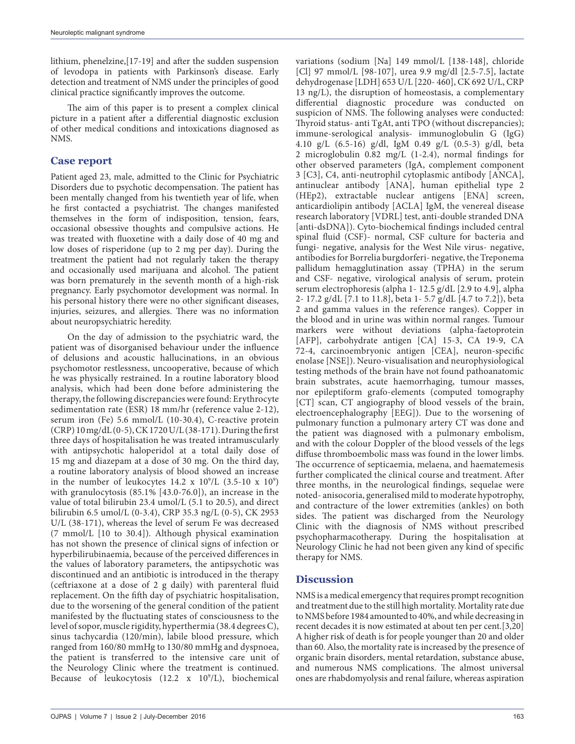lithium, phenelzine,[17-19] and after the sudden suspension of levodopa in patients with Parkinson's disease. Early detection and treatment of NMS under the principles of good clinical practice significantly improves the outcome.

The aim of this paper is to present a complex clinical picture in a patient after a differential diagnostic exclusion of other medical conditions and intoxications diagnosed as NMS.

## Case report

Patient aged 23, male, admitted to the Clinic for Psychiatric Disorders due to psychotic decompensation. The patient has been mentally changed from his twentieth year of life, when he first contacted a psychiatrist. The changes manifested themselves in the form of indisposition, tension, fears, occasional obsessive thoughts and compulsive actions. He was treated with fluoxetine with a daily dose of 40 mg and low doses of risperidone (up to 2 mg per day). During the treatment the patient had not regularly taken the therapy and occasionally used marijuana and alcohol. The patient was born prematurely in the seventh month of a high-risk pregnancy. Early psychomotor development was normal. In his personal history there were no other significant diseases, injuries, seizures, and allergies. There was no information about neuropsychiatric heredity.

On the day of admission to the psychiatric ward, the patient was of disorganised behaviour under the influence of delusions and acoustic hallucinations, in an obvious psychomotor restlessness, uncooperative, because of which he was physically restrained. In a routine laboratory blood analysis, which had been done before administering the therapy, the following discrepancies were found: Erythrocyte sedimentation rate (ESR) 18 mm/hr (reference value 2-12), serum iron (Fe) 5.6 mmol/L (10-30.4), C-reactive protein (CRP) 10 mg/dL (0-5), CK 1720 U/L (38-171). During the first three days of hospitalisation he was treated intramuscularly with antipsychotic haloperidol at a total daily dose of 15 mg and diazepam at a dose of 30 mg. On the third day, a routine laboratory analysis of blood showed an increase in the number of leukocytes 14.2 x $10^9$/L (3.5-10 x $10^9$) with granulocytosis (85.1% [43.0-76.0]), an increase in the value of total bilirubin 23.4 umol/L (5.1 to 20.5), and direct bilirubin 6.5 umol/L (0-3.4), CRP 35.3 ng/L (0-5), CK 2953 U/L (38-171), whereas the level of serum Fe was decreased (7 mmol/L [10 to 30.4]). Although physical examination has not shown the presence of clinical signs of infection or hyperbilirubinaemia, because of the perceived differences in the values of laboratory parameters, the antipsychotic was discontinued and an antibiotic is introduced in the therapy (ceftriaxone at a dose of 2 g daily) with parenteral fluid replacement. On the fifth day of psychiatric hospitalisation, due to the worsening of the general condition of the patient manifested by the fluctuating states of consciousness to the level of sopor, muscle rigidity, hyperthermia (38.4 degrees C), sinus tachycardia (120/min), labile blood pressure, which ranged from 160/80 mmHg to 130/80 mmHg and dyspnoea, the patient is transferred to the intensive care unit of the Neurology Clinic where the treatment is continued. Because of leukocytosis (12.2 x $10^9$/L), biochemical variations (sodium [Na] 149 mmol/L [138-148], chloride [Cl] 97 mmol/L [98-107], urea 9.9 mg/dl [2.5-7.5], lactate dehydrogenase [LDH] 653 U/L [220- 460], CK 692 U/L, CRP 13 ng/L), the disruption of homeostasis, a complementary differential diagnostic procedure was conducted on suspicion of NMS. The following analyses were conducted: Thyroid status- anti TgAt, anti TPO (without discrepancies); immune-serological analysis- immunoglobulin G (IgG) 4.10 g/L (6.5-16) g/dl, IgM 0.49 g/L (0.5-3) g/dl, beta 2 microglobulin 0.82 mg/L (1-2.4), normal findings for other observed parameters (IgA, complement component 3 [C3], C4, anti-neutrophil cytoplasmic antibody [ANCA], antinuclear antibody [ANA], human epithelial type 2 (HEp2), extractable nuclear antigens [ENA] screen, anticardiolipin antibody [ACLA] IgM, the venereal disease research laboratory [VDRL] test, anti-double stranded DNA [anti-dsDNA]). Cyto-biochemical findings included central spinal fluid (CSF)- normal, CSF culture for bacteria and fungi- negative, analysis for the West Nile virus- negative, antibodies for Borrelia burgdorferi- negative, the Treponema pallidum hemagglutination assay (TPHA) in the serum and CSF- negative, virological analysis of serum, protein serum electrophoresis (alpha 1- 12.5 g/dL [2.9 to 4.9], alpha 2- 17.2 g/dL [7.1 to 11.8], beta 1- 5.7 g/dL [4.7 to 7.2]), beta 2 and gamma values in the reference ranges). Copper in the blood and in urine was within normal ranges. Tumour markers were without deviations (alpha-faetoprotein [AFP], carbohydrate antigen [CA] 15-3, CA 19-9, CA 72-4, carcinoembryonic antigen [CEA], neuron-specific enolase [NSE]). Neuro-visualisation and neurophysiological testing methods of the brain have not found pathoanatomic brain substrates, acute haemorrhaging, tumour masses, nor epileptiform grafo-elements (computed tomography [CT] scan, CT angiography of blood vessels of the brain, electroencephalography [EEG]). Due to the worsening of pulmonary function a pulmonary artery CT was done and the patient was diagnosed with a pulmonary embolism, and with the colour Doppler of the blood vessels of the legs diffuse thromboembolic mass was found in the lower limbs. The occurrence of septicaemia, melaena, and haematemesis further complicated the clinical course and treatment. After three months, in the neurological findings, sequelae were noted- anisocoria, generalised mild to moderate hypotrophy, and contracture of the lower extremities (ankles) on both sides. The patient was discharged from the Neurology Clinic with the diagnosis of NMS without prescribed psychopharmacotherapy. During the hospitalisation at Neurology Clinic he had not been given any kind of specific therapy for NMS.

## Discussion

NMS is a medical emergency that requires prompt recognition and treatment due to the still high mortality. Mortality rate due to NMS before 1984 amounted to 40%, and while decreasing in recent decades it is now estimated at about ten per cent.[3,20] A higher risk of death is for people younger than 20 and older than 60. Also, the mortality rate is increased by the presence of organic brain disorders, mental retardation, substance abuse, and numerous NMS complications. The almost universal ones are rhabdomyolysis and renal failure, whereas aspiration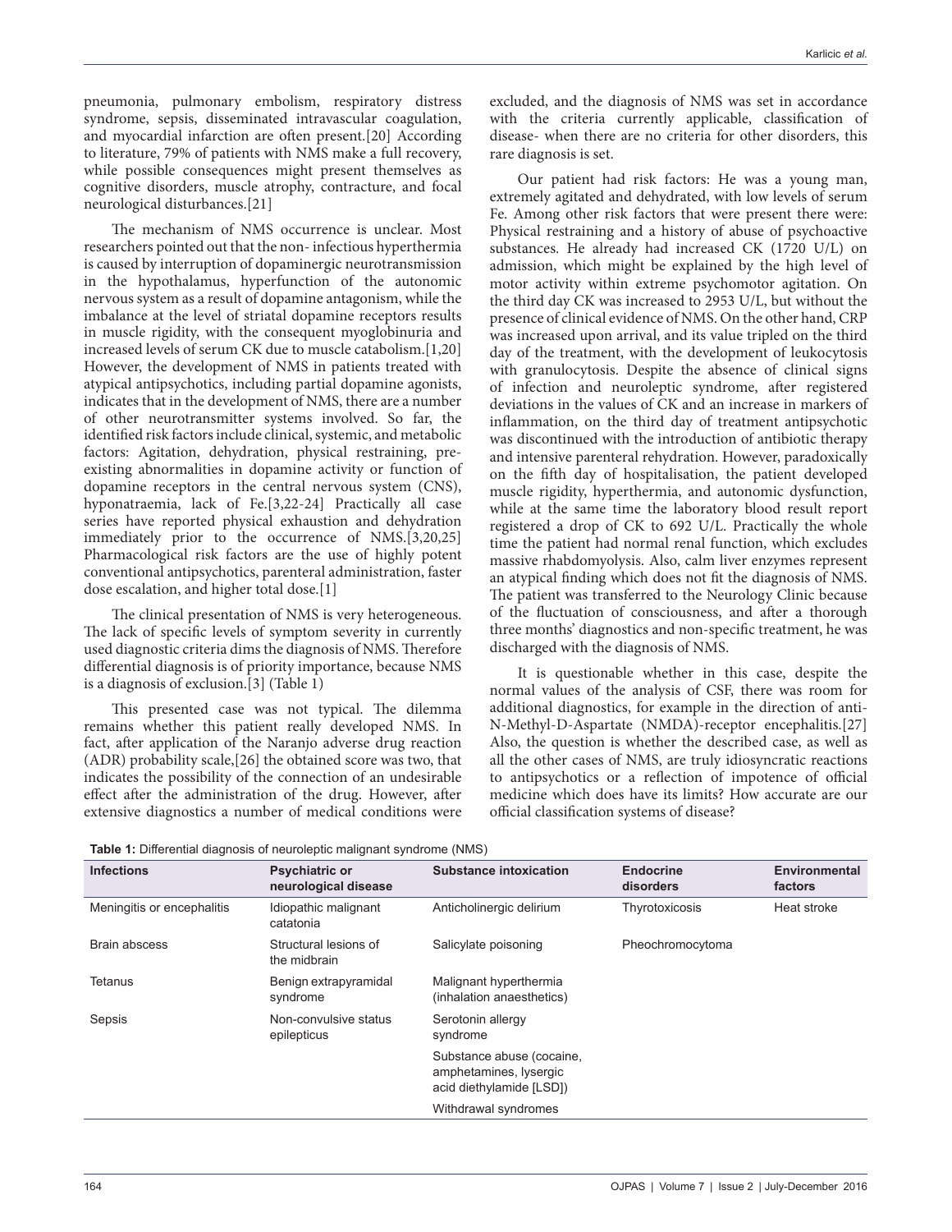pneumonia, pulmonary embolism, respiratory distress syndrome, sepsis, disseminated intravascular coagulation, and myocardial infarction are often present.[20] According to literature, 79% of patients with NMS make a full recovery, while possible consequences might present themselves as cognitive disorders, muscle atrophy, contracture, and focal neurological disturbances.[21]

The mechanism of NMS occurrence is unclear. Most researchers pointed out that the non- infectious hyperthermia is caused by interruption of dopaminergic neurotransmission in the hypothalamus, hyperfunction of the autonomic nervous system as a result of dopamine antagonism, while the imbalance at the level of striatal dopamine receptors results in muscle rigidity, with the consequent myoglobinuria and increased levels of serum CK due to muscle catabolism.[1,20] However, the development of NMS in patients treated with atypical antipsychotics, including partial dopamine agonists, indicates that in the development of NMS, there are a number of other neurotransmitter systems involved. So far, the identified risk factors include clinical, systemic, and metabolic factors: Agitation, dehydration, physical restraining, pre-existing abnormalities in dopamine activity or function of dopamine receptors in the central nervous system (CNS), hyponatraemia, lack of Fe.[3,22-24] Practically all case series have reported physical exhaustion and dehydration immediately prior to the occurrence of NMS.[3,20,25] Pharmacological risk factors are the use of highly potent conventional antipsychotics, parenteral administration, faster dose escalation, and higher total dose.[1]

The clinical presentation of NMS is very heterogeneous. The lack of specific levels of symptom severity in currently used diagnostic criteria dims the diagnosis of NMS. Therefore differential diagnosis is of priority importance, because NMS is a diagnosis of exclusion.[3] (Table 1)

This presented case was not typical. The dilemma remains whether this patient really developed NMS. In fact, after application of the Naranjo adverse drug reaction (ADR) probability scale,[26] the obtained score was two, that indicates the possibility of the connection of an undesirable effect after the administration of the drug. However, after extensive diagnostics a number of medical conditions were excluded, and the diagnosis of NMS was set in accordance with the criteria currently applicable, classification of disease- when there are no criteria for other disorders, this rare diagnosis is set.

Our patient had risk factors: He was a young man, extremely agitated and dehydrated, with low levels of serum Fe. Among other risk factors that were present there were: Physical restraining and a history of abuse of psychoactive substances. He already had increased CK (1720 U/L) on admission, which might be explained by the high level of motor activity within extreme psychomotor agitation. On the third day CK was increased to 2953 U/L, but without the presence of clinical evidence of NMS. On the other hand, CRP was increased upon arrival, and its value tripled on the third day of the treatment, with the development of leukocytosis with granulocytosis. Despite the absence of clinical signs of infection and neuroleptic syndrome, after registered deviations in the values of CK and an increase in markers of inflammation, on the third day of treatment antipsychotic was discontinued with the introduction of antibiotic therapy and intensive parenteral rehydration. However, paradoxically on the fifth day of hospitalisation, the patient developed muscle rigidity, hyperthermia, and autonomic dysfunction, while at the same time the laboratory blood result report registered a drop of CK to 692 U/L. Practically the whole time the patient had normal renal function, which excludes massive rhabdomyolysis. Also, calm liver enzymes represent an atypical finding which does not fit the diagnosis of NMS. The patient was transferred to the Neurology Clinic because of the fluctuation of consciousness, and after a thorough three months' diagnostics and non-specific treatment, he was discharged with the diagnosis of NMS.

It is questionable whether in this case, despite the normal values of the analysis of CSF, there was room for additional diagnostics, for example in the direction of anti-N-Methyl-D-Aspartate (NMDA)-receptor encephalitis.[27] Also, the question is whether the described case, as well as all the other cases of NMS, are truly idiosyncratic reactions to antipsychotics or a reflection of impotence of official medicine which does have its limits? How accurate are our official classification systems of disease?

**Table 1:** Differential diagnosis of neuroleptic malignant syndrome (NMS)

| Infections | Psychiatric or neurological disease | Substance intoxication | Endocrine disorders | Environmental factors |
|---|---|---|---|---|
| Meningitis or encephalitis | Idiopathic malignant catatonia | Anticholinergic delirium | Thyrotoxicosis | Heat stroke |
| Brain abscess | Structural lesions of the midbrain | Salicylate poisoning | Pheochromocytoma | |
| Tetanus | Benign extrapyramidal syndrome | Malignant hyperthermia (inhalation anaesthetics) | | |
| Sepsis | Non-convulsive status epilepticus | Serotonin allergy syndrome | | |
| | | Substance abuse (cocaine, amphetamines, lysergic acid diethylamide [LSD]) | | |
| | | Withdrawal syndromes | | |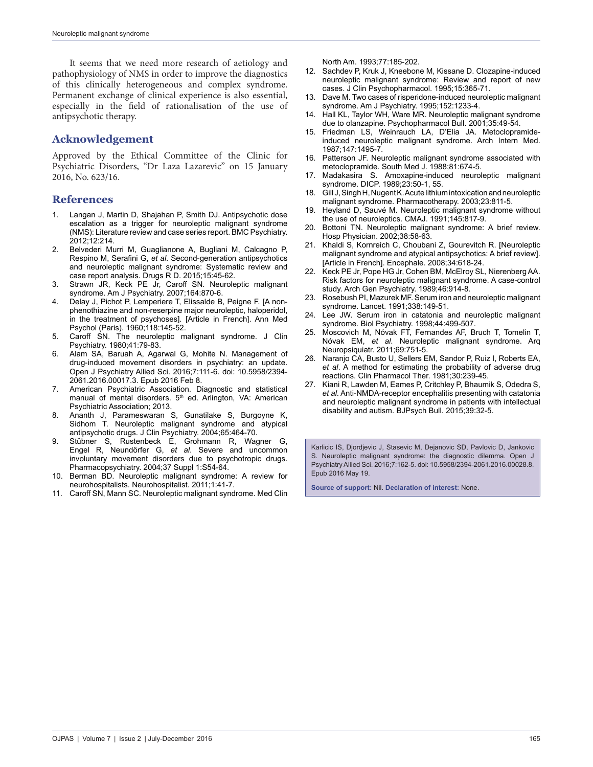It seems that we need more research of aetiology and pathophysiology of NMS in order to improve the diagnostics of this clinically heterogeneous and complex syndrome. Permanent exchange of clinical experience is also essential, especially in the field of rationalisation of the use of antipsychotic therapy.

## Acknowledgement

Approved by the Ethical Committee of the Clinic for Psychiatric Disorders, "Dr Laza Lazarevic" on 15 January 2016, No. 623/16.

## References

1. Langan J, Martin D, Shajahan P, Smith DJ. Antipsychotic dose escalation as a trigger for neuroleptic malignant syndrome (NMS): Literature review and case series report. BMC Psychiatry. 2012;12:214.
2. Belvederi Murri M, Guaglianone A, Bugliani M, Calcagno P, Respino M, Serafini G, *et al*. Second-generation antipsychotics and neuroleptic malignant syndrome: Systematic review and case report analysis. Drugs R D. 2015;15:45-62.
3. Strawn JR, Keck PE Jr, Caroff SN. Neuroleptic malignant syndrome. Am J Psychiatry. 2007;164:870-6.
4. Delay J, Pichot P, Lemperiere T, Elissalde B, Peigne F. [A non-phenothiazine and non-reserpine major neuroleptic, haloperidol, in the treatment of psychoses]. [Article in French]. Ann Med Psychol (Paris). 1960;118:145-52.
5. Caroff SN. The neuroleptic malignant syndrome. J Clin Psychiatry. 1980;41:79-83.
6. Alam SA, Baruah A, Agarwal G, Mohite N. Management of drug-induced movement disorders in psychiatry: an update. Open J Psychiatry Allied Sci. 2016;7:111-6. doi: 10.5958/2394-2061.2016.00017.3. Epub 2016 Feb 8.
7. American Psychiatric Association. Diagnostic and statistical manual of mental disorders. 5th ed. Arlington, VA: American Psychiatric Association; 2013.
8. Ananth J, Parameswaran S, Gunatilake S, Burgoyne K, Sidhom T. Neuroleptic malignant syndrome and atypical antipsychotic drugs. J Clin Psychiatry. 2004;65:464-70.
9. Stübner S, Rustenbeck E, Grohmann R, Wagner G, Engel R, Neundörfer G, *et al*. Severe and uncommon involuntary movement disorders due to psychotropic drugs. Pharmacopsychiatry. 2004;37 Suppl 1:S54-64.
10. Berman BD. Neuroleptic malignant syndrome: A review for neurohospitalists. Neurohospitalist. 2011;1:41-7.
11. Caroff SN, Mann SC. Neuroleptic malignant syndrome. Med Clin North Am. 1993;77:185-202.
12. Sachdev P, Kruk J, Kneebone M, Kissane D. Clozapine-induced neuroleptic malignant syndrome: Review and report of new cases. J Clin Psychopharmacol. 1995;15:365-71.
13. Dave M. Two cases of risperidone-induced neuroleptic malignant syndrome. Am J Psychiatry. 1995;152:1233-4.
14. Hall KL, Taylor WH, Ware MR. Neuroleptic malignant syndrome due to olanzapine. Psychopharmacol Bull. 2001;35:49-54.
15. Friedman LS, Weinrauch LA, D'Elia JA. Metoclopramide-induced neuroleptic malignant syndrome. Arch Intern Med. 1987;147:1495-7.
16. Patterson JF. Neuroleptic malignant syndrome associated with metoclopramide. South Med J. 1988;81:674-5.
17. Madakasira S. Amoxapine-induced neuroleptic malignant syndrome. DICP. 1989;23:50-1, 55.
18. Gill J, Singh H, Nugent K. Acute lithium intoxication and neuroleptic malignant syndrome. Pharmacotherapy. 2003;23:811-5.
19. Heyland D, Sauvé M. Neuroleptic malignant syndrome without the use of neuroleptics. CMAJ. 1991;145:817-9.
20. Bottoni TN. Neuroleptic malignant syndrome: A brief review. Hosp Physician. 2002;38:58-63.
21. Khaldi S, Kornreich C, Choubani Z, Gourevitch R. [Neuroleptic malignant syndrome and atypical antipsychotics: A brief review]. [Article in French]. Encephale. 2008;34:618-24.
22. Keck PE Jr, Pope HG Jr, Cohen BM, McElroy SL, Nierenberg AA. Risk factors for neuroleptic malignant syndrome. A case-control study. Arch Gen Psychiatry. 1989;46:914-8.
23. Rosebush PI, Mazurek MF. Serum iron and neuroleptic malignant syndrome. Lancet. 1991;338:149-51.
24. Lee JW. Serum iron in catatonia and neuroleptic malignant syndrome. Biol Psychiatry. 1998;44:499-507.
25. Moscovich M, Nóvak FT, Fernandes AF, Bruch T, Tomelin T, Nóvak EM, *et al*. Neuroleptic malignant syndrome. Arq Neuropsiquiatr. 2011;69:751-5.
26. Naranjo CA, Busto U, Sellers EM, Sandor P, Ruiz I, Roberts EA, *et al*. A method for estimating the probability of adverse drug reactions. Clin Pharmacol Ther. 1981;30:239-45.
27. Kiani R, Lawden M, Eames P, Critchley P, Bhaumik S, Odedra S, *et al*. Anti-NMDA-receptor encephalitis presenting with catatonia and neuroleptic malignant syndrome in patients with intellectual disability and autism. BJPsych Bull. 2015;39:32-5.

Karlicic IS, Djordjevic J, Stasevic M, Dejanovic SD, Pavlovic D, Jankovic S. Neuroleptic malignant syndrome: the diagnostic dilemma. Open J Psychiatry Allied Sci. 2016;7:162-5. doi: 10.5958/2394-2061.2016.00028.8. Epub 2016 May 19.

**Source of support:** Nil. **Declaration of interest:** None.